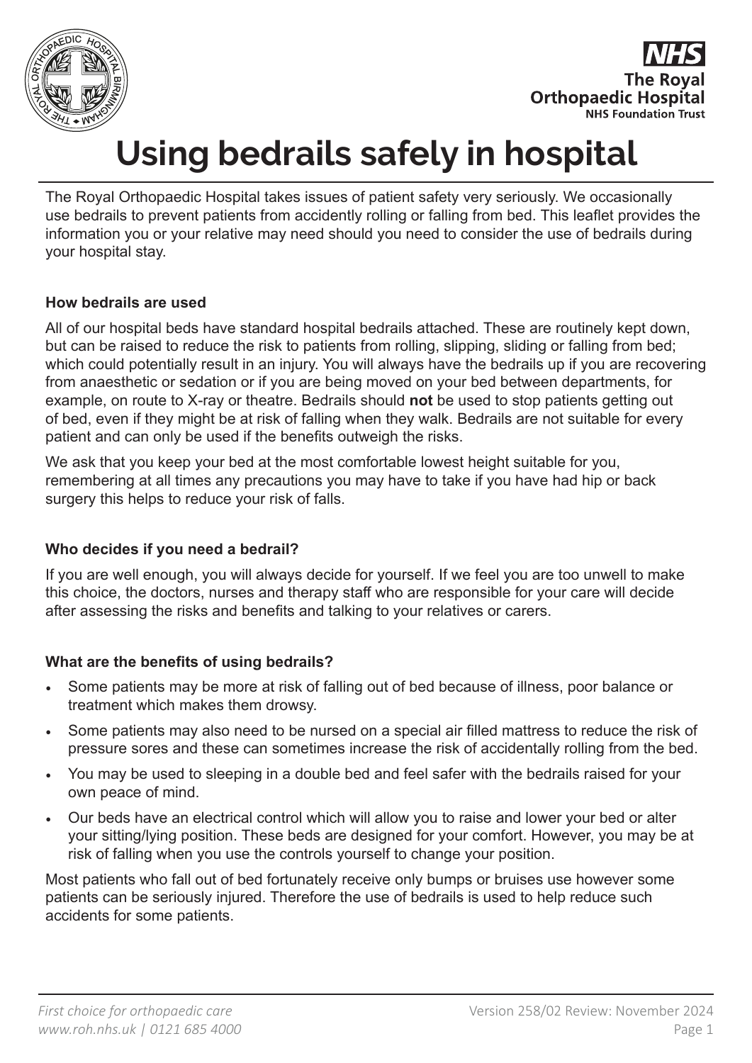# Using bedrails safely in hospital

The Royal Orthopaedic Hospital takes issues of patient safety very seriously. We occasionally use bedrails to prevent patients from accidently rolling or falling from bed. This leaflet provides the information you or your relative may need should you need to consider the use of bedrails during your hospital stay.

### How bedrails are used

All of our hospital beds have standard hospital bedrails attached. These are routinely kept down, but can be raised to reduce the risk to patients from rolling, slipping, sliding or falling from bed; which could potentially result in an injury. You will always have the bedrails up if you are recovering from anaesthetic or sedation or if you are being moved on your bed between departments, for example, on route to X-ray or theatre. Bedrails should **not** be used to stop patients getting out of bed, even if they might be at risk of falling when they walk. Bedrails are not suitable for every patient and can only be used if the benefits outweigh the risks.

We ask that you keep your bed at the most comfortable lowest height suitable for you, remembering at all times any precautions you may have to take if you have had hip or back surgery this helps to reduce your risk of falls.

### Who decides if you need a bedrail?

If you are well enough, you will always decide for yourself. If we feel you are too unwell to make this choice, the doctors, nurses and therapy staff who are responsible for your care will decide after assessing the risks and benefits and talking to your relatives or carers.

### What are the benefits of using bedrails?

- Some patients may be more at risk of falling out of bed because of illness, poor balance or treatment which makes them drowsy.
- Some patients may also need to be nursed on a special air filled mattress to reduce the risk of pressure sores and these can sometimes increase the risk of accidentally rolling from the bed.
- You may be used to sleeping in a double bed and feel safer with the bedrails raised for your own peace of mind.
- Our beds have an electrical control which will allow you to raise and lower your bed or alter your sitting/lying position. These beds are designed for your comfort. However, you may be at risk of falling when you use the controls yourself to change your position.

Most patients who fall out of bed fortunately receive only bumps or bruises use however some patients can be seriously injured. Therefore the use of bedrails is used to help reduce such accidents for some patients.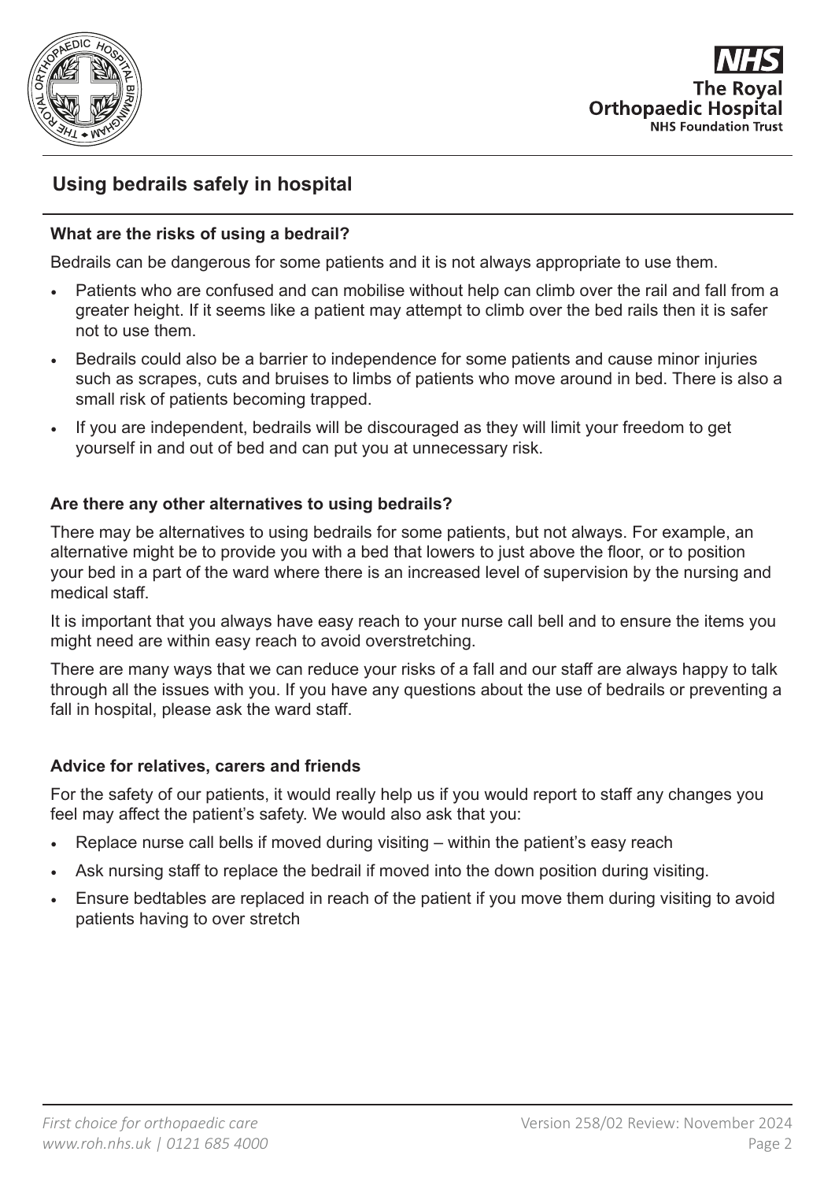## Using bedrails safely in hospital

### What are the risks of using a bedrail?

Bedrails can be dangerous for some patients and it is not always appropriate to use them.

- Patients who are confused and can mobilise without help can climb over the rail and fall from a greater height. If it seems like a patient may attempt to climb over the bed rails then it is safer not to use them.
- Bedrails could also be a barrier to independence for some patients and cause minor injuries such as scrapes, cuts and bruises to limbs of patients who move around in bed. There is also a small risk of patients becoming trapped.
- If you are independent, bedrails will be discouraged as they will limit your freedom to get yourself in and out of bed and can put you at unnecessary risk.

### Are there any other alternatives to using bedrails?

There may be alternatives to using bedrails for some patients, but not always. For example, an alternative might be to provide you with a bed that lowers to just above the floor, or to position your bed in a part of the ward where there is an increased level of supervision by the nursing and medical staff.

It is important that you always have easy reach to your nurse call bell and to ensure the items you might need are within easy reach to avoid overstretching.

There are many ways that we can reduce your risks of a fall and our staff are always happy to talk through all the issues with you. If you have any questions about the use of bedrails or preventing a fall in hospital, please ask the ward staff.

### Advice for relatives, carers and friends

For the safety of our patients, it would really help us if you would report to staff any changes you feel may affect the patient's safety. We would also ask that you:

- Replace nurse call bells if moved during visiting – within the patient's easy reach
- Ask nursing staff to replace the bedrail if moved into the down position during visiting.
- Ensure bedtables are replaced in reach of the patient if you move them during visiting to avoid patients having to over stretch